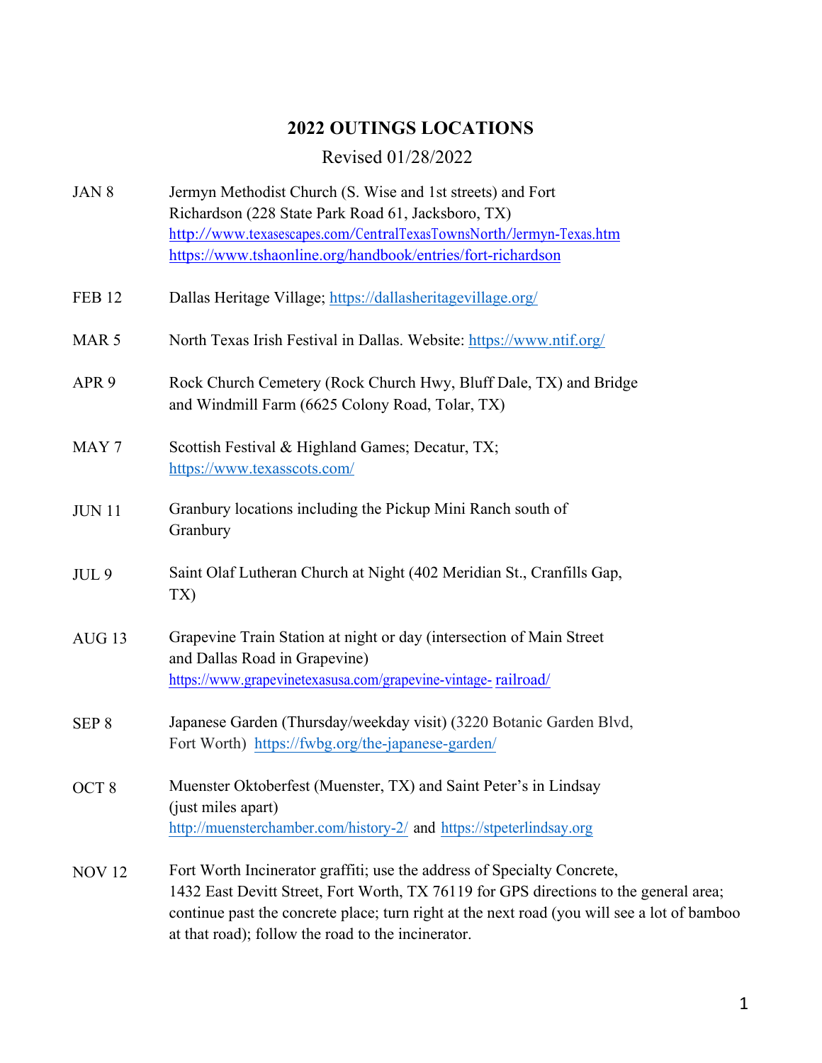# 2022 OUTINGS LOCATIONS

Revised 01/28/2022

| | |
|---|---|
| JAN 8 | Jermyn Methodist Church (S. Wise and 1st streets) and Fort Richardson (228 State Park Road 61, Jacksboro, TX) http://www.texasescapes.com/CentralTexasTownsNorth/Jermyn-Texas.htm https://www.tshaonline.org/handbook/entries/fort-richardson |
| FEB 12 | Dallas Heritage Village; https://dallasheritagevillage.org/ |
| MAR 5 | North Texas Irish Festival in Dallas. Website: https://www.ntif.org/ |
| APR 9 | Rock Church Cemetery (Rock Church Hwy, Bluff Dale, TX) and Bridge and Windmill Farm (6625 Colony Road, Tolar, TX) |
| MAY 7 | Scottish Festival & Highland Games; Decatur, TX; https://www.texasscots.com/ |
| JUN 11 | Granbury locations including the Pickup Mini Ranch south of Granbury |
| JUL 9 | Saint Olaf Lutheran Church at Night (402 Meridian St., Cranfills Gap, TX) |
| AUG 13 | Grapevine Train Station at night or day (intersection of Main Street and Dallas Road in Grapevine) https://www.grapevinetexasusa.com/grapevine-vintage-railroad/ |
| SEP 8 | Japanese Garden (Thursday/weekday visit) (3220 Botanic Garden Blvd, Fort Worth) https://fwbg.org/the-japanese-garden/ |
| OCT 8 | Muenster Oktoberfest (Muenster, TX) and Saint Peter's in Lindsay (just miles apart) http://muensterchamber.com/history-2/ and https://stpeterlindsay.org |
| NOV 12 | Fort Worth Incinerator graffiti; use the address of Specialty Concrete, 1432 East Devitt Street, Fort Worth, TX 76119 for GPS directions to the general area; continue past the concrete place; turn right at the next road (you will see a lot of bamboo at that road); follow the road to the incinerator. |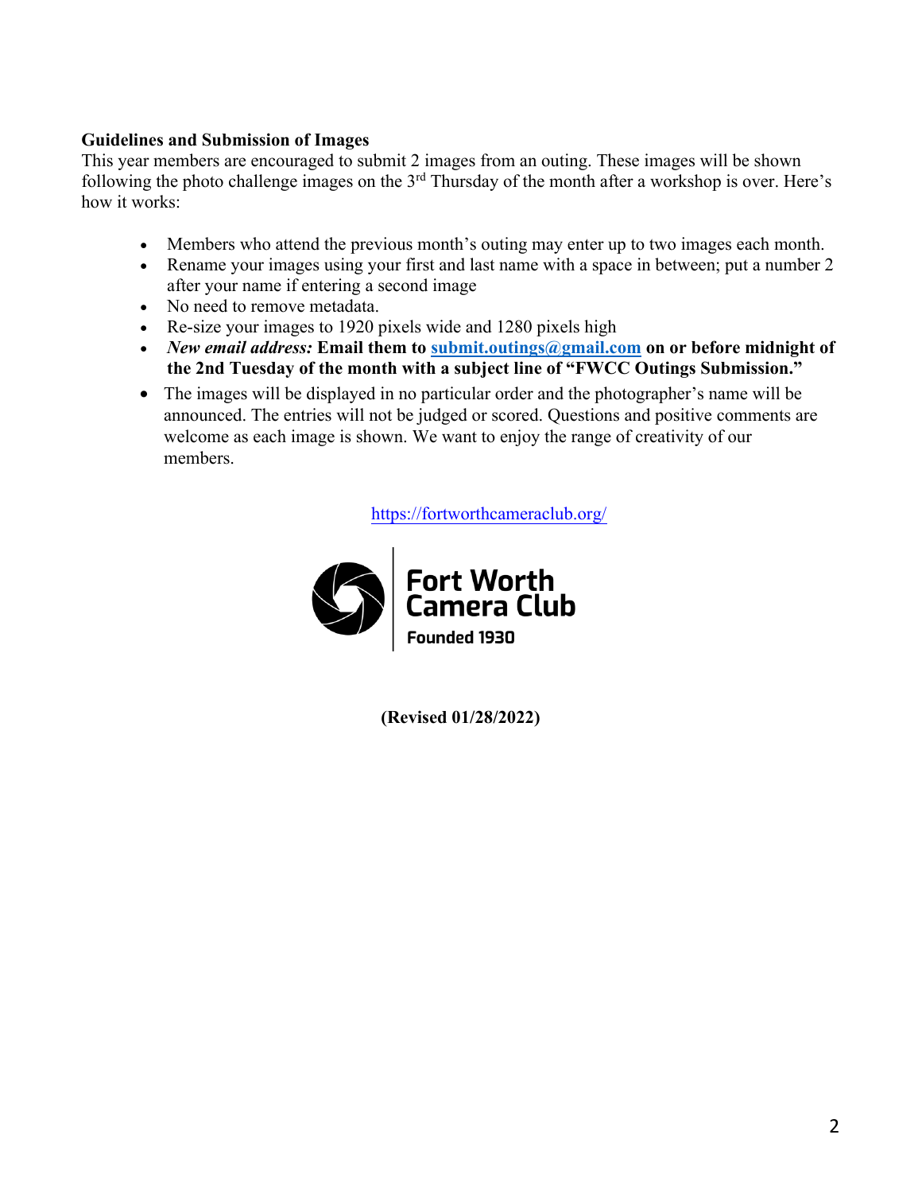**Guidelines and Submission of Images**

This year members are encouraged to submit 2 images from an outing. These images will be shown following the photo challenge images on the 3rd Thursday of the month after a workshop is over. Here's how it works:

- Members who attend the previous month's outing may enter up to two images each month.
- Rename your images using your first and last name with a space in between; put a number 2 after your name if entering a second image
- No need to remove metadata.
- Re-size your images to 1920 pixels wide and 1280 pixels high
- ***New email address:*** **Email them to [submit.outings@gmail.com](mailto:submit.outings@gmail.com) on or before midnight of the 2nd Tuesday of the month with a subject line of "FWCC Outings Submission."**
- The images will be displayed in no particular order and the photographer's name will be announced. The entries will not be judged or scored. Questions and positive comments are welcome as each image is shown. We want to enjoy the range of creativity of our members.

https://fortworthcameraclub.org/

Fort Worth Camera Club

Founded 1930

**(Revised 01/28/2022)**